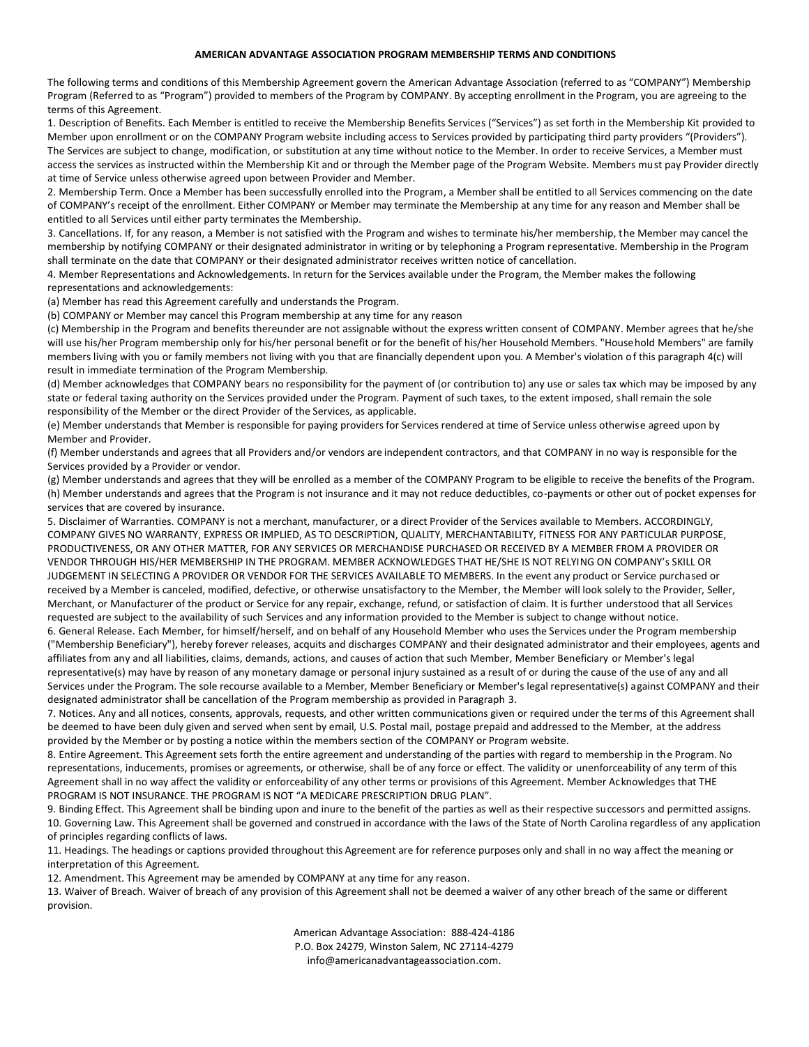# AMERICAN ADVANTAGE ASSOCIATION PROGRAM MEMBERSHIP TERMS AND CONDITIONS

The following terms and conditions of this Membership Agreement govern the American Advantage Association (referred to as "COMPANY") Membership Program (Referred to as "Program") provided to members of the Program by COMPANY. By accepting enrollment in the Program, you are agreeing to the terms of this Agreement.

1. Description of Benefits. Each Member is entitled to receive the Membership Benefits Services ("Services") as set forth in the Membership Kit provided to Member upon enrollment or on the COMPANY Program website including access to Services provided by participating third party providers "(Providers"). The Services are subject to change, modification, or substitution at any time without notice to the Member. In order to receive Services, a Member must access the services as instructed within the Membership Kit and or through the Member page of the Program Website. Members must pay Provider directly at time of Service unless otherwise agreed upon between Provider and Member.

2. Membership Term. Once a Member has been successfully enrolled into the Program, a Member shall be entitled to all Services commencing on the date of COMPANY's receipt of the enrollment. Either COMPANY or Member may terminate the Membership at any time for any reason and Member shall be entitled to all Services until either party terminates the Membership.

3. Cancellations. If, for any reason, a Member is not satisfied with the Program and wishes to terminate his/her membership, the Member may cancel the membership by notifying COMPANY or their designated administrator in writing or by telephoning a Program representative. Membership in the Program shall terminate on the date that COMPANY or their designated administrator receives written notice of cancellation.

4. Member Representations and Acknowledgements. In return for the Services available under the Program, the Member makes the following representations and acknowledgements:

(a) Member has read this Agreement carefully and understands the Program.

(b) COMPANY or Member may cancel this Program membership at any time for any reason

(c) Membership in the Program and benefits thereunder are not assignable without the express written consent of COMPANY. Member agrees that he/she will use his/her Program membership only for his/her personal benefit or for the benefit of his/her Household Members. "Household Members" are family members living with you or family members not living with you that are financially dependent upon you. A Member's violation of this paragraph 4(c) will result in immediate termination of the Program Membership.

(d) Member acknowledges that COMPANY bears no responsibility for the payment of (or contribution to) any use or sales tax which may be imposed by any state or federal taxing authority on the Services provided under the Program. Payment of such taxes, to the extent imposed, shall remain the sole responsibility of the Member or the direct Provider of the Services, as applicable.

(e) Member understands that Member is responsible for paying providers for Services rendered at time of Service unless otherwise agreed upon by Member and Provider.

(f) Member understands and agrees that all Providers and/or vendors are independent contractors, and that COMPANY in no way is responsible for the Services provided by a Provider or vendor.

(g) Member understands and agrees that they will be enrolled as a member of the COMPANY Program to be eligible to receive the benefits of the Program.

(h) Member understands and agrees that the Program is not insurance and it may not reduce deductibles, co-payments or other out of pocket expenses for services that are covered by insurance.

5. Disclaimer of Warranties. COMPANY is not a merchant, manufacturer, or a direct Provider of the Services available to Members. ACCORDINGLY, COMPANY GIVES NO WARRANTY, EXPRESS OR IMPLIED, AS TO DESCRIPTION, QUALITY, MERCHANTABILITY, FITNESS FOR ANY PARTICULAR PURPOSE, PRODUCTIVENESS, OR ANY OTHER MATTER, FOR ANY SERVICES OR MERCHANDISE PURCHASED OR RECEIVED BY A MEMBER FROM A PROVIDER OR VENDOR THROUGH HIS/HER MEMBERSHIP IN THE PROGRAM. MEMBER ACKNOWLEDGES THAT HE/SHE IS NOT RELYING ON COMPANY's SKILL OR JUDGEMENT IN SELECTING A PROVIDER OR VENDOR FOR THE SERVICES AVAILABLE TO MEMBERS. In the event any product or Service purchased or received by a Member is canceled, modified, defective, or otherwise unsatisfactory to the Member, the Member will look solely to the Provider, Seller, Merchant, or Manufacturer of the product or Service for any repair, exchange, refund, or satisfaction of claim. It is further understood that all Services requested are subject to the availability of such Services and any information provided to the Member is subject to change without notice.

6. General Release. Each Member, for himself/herself, and on behalf of any Household Member who uses the Services under the Program membership ("Membership Beneficiary"), hereby forever releases, acquits and discharges COMPANY and their designated administrator and their employees, agents and affiliates from any and all liabilities, claims, demands, actions, and causes of action that such Member, Member Beneficiary or Member's legal representative(s) may have by reason of any monetary damage or personal injury sustained as a result of or during the cause of the use of any and all Services under the Program. The sole recourse available to a Member, Member Beneficiary or Member's legal representative(s) against COMPANY and their designated administrator shall be cancellation of the Program membership as provided in Paragraph 3.

7. Notices. Any and all notices, consents, approvals, requests, and other written communications given or required under the terms of this Agreement shall be deemed to have been duly given and served when sent by email, U.S. Postal mail, postage prepaid and addressed to the Member, at the address provided by the Member or by posting a notice within the members section of the COMPANY or Program website.

8. Entire Agreement. This Agreement sets forth the entire agreement and understanding of the parties with regard to membership in the Program. No representations, inducements, promises or agreements, or otherwise, shall be of any force or effect. The validity or unenforceability of any term of this Agreement shall in no way affect the validity or enforceability of any other terms or provisions of this Agreement. Member Acknowledges that THE PROGRAM IS NOT INSURANCE. THE PROGRAM IS NOT "A MEDICARE PRESCRIPTION DRUG PLAN".

9. Binding Effect. This Agreement shall be binding upon and inure to the benefit of the parties as well as their respective successors and permitted assigns.

10. Governing Law. This Agreement shall be governed and construed in accordance with the laws of the State of North Carolina regardless of any application of principles regarding conflicts of laws.

11. Headings. The headings or captions provided throughout this Agreement are for reference purposes only and shall in no way affect the meaning or interpretation of this Agreement.

12. Amendment. This Agreement may be amended by COMPANY at any time for any reason.

13. Waiver of Breach. Waiver of breach of any provision of this Agreement shall not be deemed a waiver of any other breach of the same or different provision.

American Advantage Association: 888-424-4186
P.O. Box 24279, Winston Salem, NC 27114-4279
info@americanadvantageassociation.com.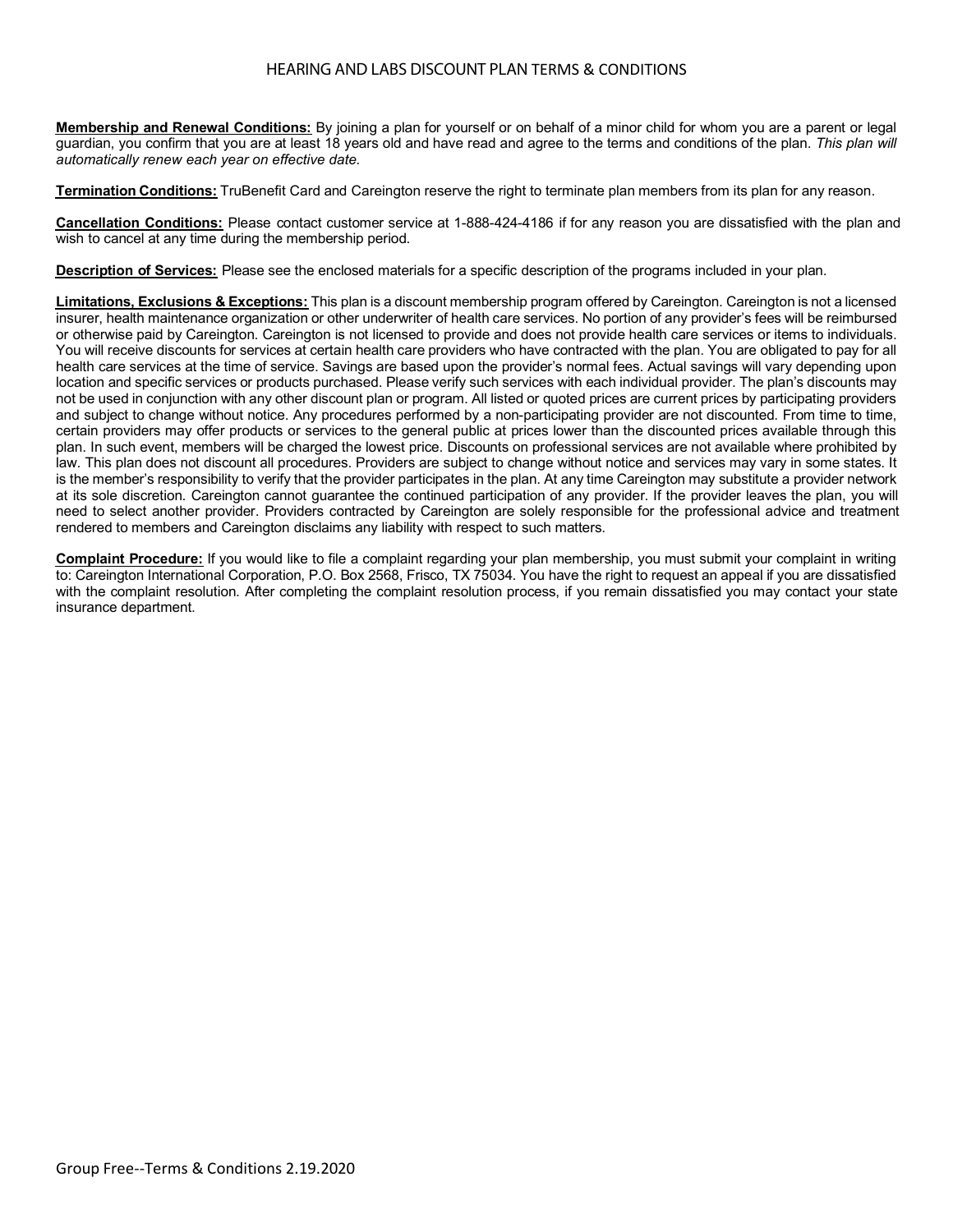# HEARING AND LABS DISCOUNT PLAN TERMS & CONDITIONS

**Membership and Renewal Conditions:** By joining a plan for yourself or on behalf of a minor child for whom you are a parent or legal guardian, you confirm that you are at least 18 years old and have read and agree to the terms and conditions of the plan. *This plan will automatically renew each year on effective date.*

**Termination Conditions:** TruBenefit Card and Careington reserve the right to terminate plan members from its plan for any reason.

**Cancellation Conditions:** Please contact customer service at 1-888-424-4186 if for any reason you are dissatisfied with the plan and wish to cancel at any time during the membership period.

**Description of Services:** Please see the enclosed materials for a specific description of the programs included in your plan.

**Limitations, Exclusions & Exceptions:** This plan is a discount membership program offered by Careington. Careington is not a licensed insurer, health maintenance organization or other underwriter of health care services. No portion of any provider's fees will be reimbursed or otherwise paid by Careington. Careington is not licensed to provide and does not provide health care services or items to individuals. You will receive discounts for services at certain health care providers who have contracted with the plan. You are obligated to pay for all health care services at the time of service. Savings are based upon the provider's normal fees. Actual savings will vary depending upon location and specific services or products purchased. Please verify such services with each individual provider. The plan's discounts may not be used in conjunction with any other discount plan or program. All listed or quoted prices are current prices by participating providers and subject to change without notice. Any procedures performed by a non-participating provider are not discounted. From time to time, certain providers may offer products or services to the general public at prices lower than the discounted prices available through this plan. In such event, members will be charged the lowest price. Discounts on professional services are not available where prohibited by law. This plan does not discount all procedures. Providers are subject to change without notice and services may vary in some states. It is the member's responsibility to verify that the provider participates in the plan. At any time Careington may substitute a provider network at its sole discretion. Careington cannot guarantee the continued participation of any provider. If the provider leaves the plan, you will need to select another provider. Providers contracted by Careington are solely responsible for the professional advice and treatment rendered to members and Careington disclaims any liability with respect to such matters.

**Complaint Procedure:** If you would like to file a complaint regarding your plan membership, you must submit your complaint in writing to: Careington International Corporation, P.O. Box 2568, Frisco, TX 75034. You have the right to request an appeal if you are dissatisfied with the complaint resolution. After completing the complaint resolution process, if you remain dissatisfied you may contact your state insurance department.

Group Free--Terms & Conditions 2.19.2020